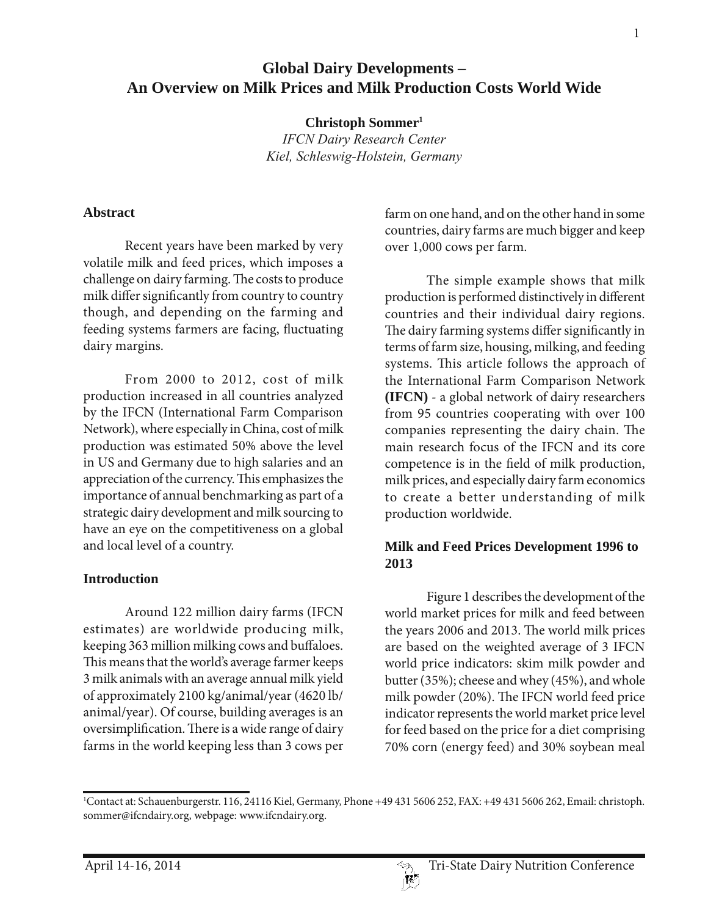# Global Dairy Developments – An Overview on Milk Prices and Milk Production Costs World Wide

**Christoph Sommer**[1]

*IFCN Dairy Research Center*
*Kiel, Schleswig-Holstein, Germany*

## Abstract

Recent years have been marked by very volatile milk and feed prices, which imposes a challenge on dairy farming. The costs to produce milk differ significantly from country to country though, and depending on the farming and feeding systems farmers are facing, fluctuating dairy margins.

From 2000 to 2012, cost of milk production increased in all countries analyzed by the IFCN (International Farm Comparison Network), where especially in China, cost of milk production was estimated 50% above the level in US and Germany due to high salaries and an appreciation of the currency. This emphasizes the importance of annual benchmarking as part of a strategic dairy development and milk sourcing to have an eye on the competitiveness on a global and local level of a country.

## Introduction

Around 122 million dairy farms (IFCN estimates) are worldwide producing milk, keeping 363 million milking cows and buffaloes. This means that the world's average farmer keeps 3 milk animals with an average annual milk yield of approximately 2100 kg/animal/year (4620 lb/animal/year). Of course, building averages is an oversimplification. There is a wide range of dairy farms in the world keeping less than 3 cows per farm on one hand, and on the other hand in some countries, dairy farms are much bigger and keep over 1,000 cows per farm.

The simple example shows that milk production is performed distinctively in different countries and their individual dairy regions. The dairy farming systems differ significantly in terms of farm size, housing, milking, and feeding systems. This article follows the approach of the International Farm Comparison Network **(IFCN)** - a global network of dairy researchers from 95 countries cooperating with over 100 companies representing the dairy chain. The main research focus of the IFCN and its core competence is in the field of milk production, milk prices, and especially dairy farm economics to create a better understanding of milk production worldwide.

## Milk and Feed Prices Development 1996 to 2013

Figure 1 describes the development of the world market prices for milk and feed between the years 2006 and 2013. The world milk prices are based on the weighted average of 3 IFCN world price indicators: skim milk powder and butter (35%); cheese and whey (45%), and whole milk powder (20%). The IFCN world feed price indicator represents the world market price level for feed based on the price for a diet comprising 70% corn (energy feed) and 30% soybean meal

---

[1]Contact at: Schauenburgerstr. 116, 24116 Kiel, Germany, Phone +49 431 5606 252, FAX: +49 431 5606 262, Email: christoph.sommer@ifcndairy.org, webpage: www.ifcndairy.org.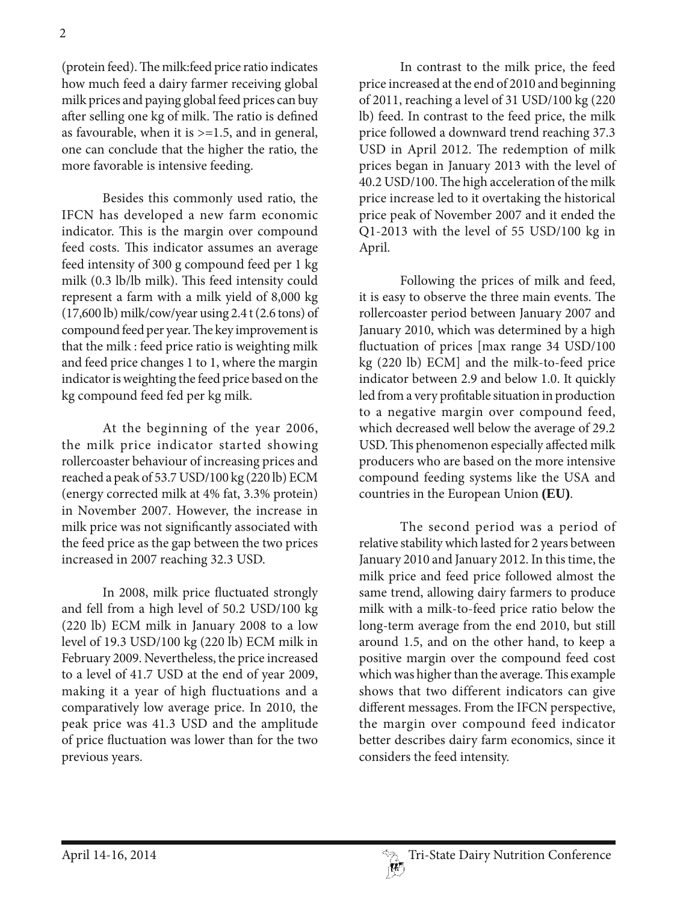(protein feed). The milk:feed price ratio indicates how much feed a dairy farmer receiving global milk prices and paying global feed prices can buy after selling one kg of milk. The ratio is defined as favourable, when it is >=1.5, and in general, one can conclude that the higher the ratio, the more favorable is intensive feeding.

Besides this commonly used ratio, the IFCN has developed a new farm economic indicator. This is the margin over compound feed costs. This indicator assumes an average feed intensity of 300 g compound feed per 1 kg milk (0.3 lb/lb milk). This feed intensity could represent a farm with a milk yield of 8,000 kg (17,600 lb) milk/cow/year using 2.4 t (2.6 tons) of compound feed per year. The key improvement is that the milk : feed price ratio is weighting milk and feed price changes 1 to 1, where the margin indicator is weighting the feed price based on the kg compound feed fed per kg milk.

At the beginning of the year 2006, the milk price indicator started showing rollercoaster behaviour of increasing prices and reached a peak of 53.7 USD/100 kg (220 lb) ECM (energy corrected milk at 4% fat, 3.3% protein) in November 2007. However, the increase in milk price was not significantly associated with the feed price as the gap between the two prices increased in 2007 reaching 32.3 USD.

In 2008, milk price fluctuated strongly and fell from a high level of 50.2 USD/100 kg (220 lb) ECM milk in January 2008 to a low level of 19.3 USD/100 kg (220 lb) ECM milk in February 2009. Nevertheless, the price increased to a level of 41.7 USD at the end of year 2009, making it a year of high fluctuations and a comparatively low average price. In 2010, the peak price was 41.3 USD and the amplitude of price fluctuation was lower than for the two previous years.

In contrast to the milk price, the feed price increased at the end of 2010 and beginning of 2011, reaching a level of 31 USD/100 kg (220 lb) feed. In contrast to the feed price, the milk price followed a downward trend reaching 37.3 USD in April 2012. The redemption of milk prices began in January 2013 with the level of 40.2 USD/100. The high acceleration of the milk price increase led to it overtaking the historical price peak of November 2007 and it ended the Q1-2013 with the level of 55 USD/100 kg in April.

Following the prices of milk and feed, it is easy to observe the three main events. The rollercoaster period between January 2007 and January 2010, which was determined by a high fluctuation of prices [max range 34 USD/100 kg (220 lb) ECM] and the milk-to-feed price indicator between 2.9 and below 1.0. It quickly led from a very profitable situation in production to a negative margin over compound feed, which decreased well below the average of 29.2 USD. This phenomenon especially affected milk producers who are based on the more intensive compound feeding systems like the USA and countries in the European Union **(EU)**.

The second period was a period of relative stability which lasted for 2 years between January 2010 and January 2012. In this time, the milk price and feed price followed almost the same trend, allowing dairy farmers to produce milk with a milk-to-feed price ratio below the long-term average from the end 2010, but still around 1.5, and on the other hand, to keep a positive margin over the compound feed cost which was higher than the average. This example shows that two different indicators can give different messages. From the IFCN perspective, the margin over compound feed indicator better describes dairy farm economics, since it considers the feed intensity.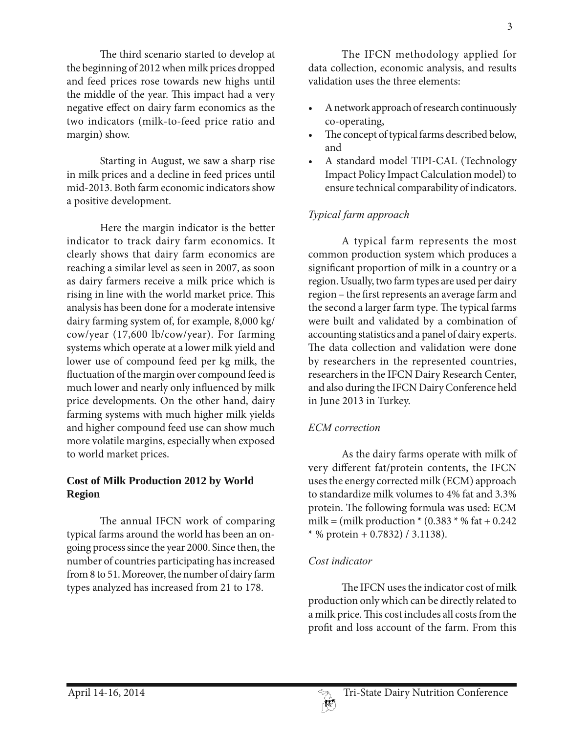The third scenario started to develop at the beginning of 2012 when milk prices dropped and feed prices rose towards new highs until the middle of the year. This impact had a very negative effect on dairy farm economics as the two indicators (milk-to-feed price ratio and margin) show.

Starting in August, we saw a sharp rise in milk prices and a decline in feed prices until mid-2013. Both farm economic indicators show a positive development.

Here the margin indicator is the better indicator to track dairy farm economics. It clearly shows that dairy farm economics are reaching a similar level as seen in 2007, as soon as dairy farmers receive a milk price which is rising in line with the world market price. This analysis has been done for a moderate intensive dairy farming system of, for example, 8,000 kg/cow/year (17,600 lb/cow/year). For farming systems which operate at a lower milk yield and lower use of compound feed per kg milk, the fluctuation of the margin over compound feed is much lower and nearly only influenced by milk price developments. On the other hand, dairy farming systems with much higher milk yields and higher compound feed use can show much more volatile margins, especially when exposed to world market prices.

## Cost of Milk Production 2012 by World Region

The annual IFCN work of comparing typical farms around the world has been an on-going process since the year 2000. Since then, the number of countries participating has increased from 8 to 51. Moreover, the number of dairy farm types analyzed has increased from 21 to 178.

The IFCN methodology applied for data collection, economic analysis, and results validation uses the three elements:

- A network approach of research continuously co-operating,
- The concept of typical farms described below, and
- A standard model TIPI-CAL (Technology Impact Policy Impact Calculation model) to ensure technical comparability of indicators.

### *Typical farm approach*

A typical farm represents the most common production system which produces a significant proportion of milk in a country or a region. Usually, two farm types are used per dairy region – the first represents an average farm and the second a larger farm type. The typical farms were built and validated by a combination of accounting statistics and a panel of dairy experts. The data collection and validation were done by researchers in the represented countries, researchers in the IFCN Dairy Research Center, and also during the IFCN Dairy Conference held in June 2013 in Turkey.

### *ECM correction*

As the dairy farms operate with milk of very different fat/protein contents, the IFCN uses the energy corrected milk (ECM) approach to standardize milk volumes to 4% fat and 3.3% protein. The following formula was used: ECM milk = (milk production * (0.383 * % fat + 0.242 * % protein + 0.7832) / 3.1138).

### *Cost indicator*

The IFCN uses the indicator cost of milk production only which can be directly related to a milk price. This cost includes all costs from the profit and loss account of the farm. From this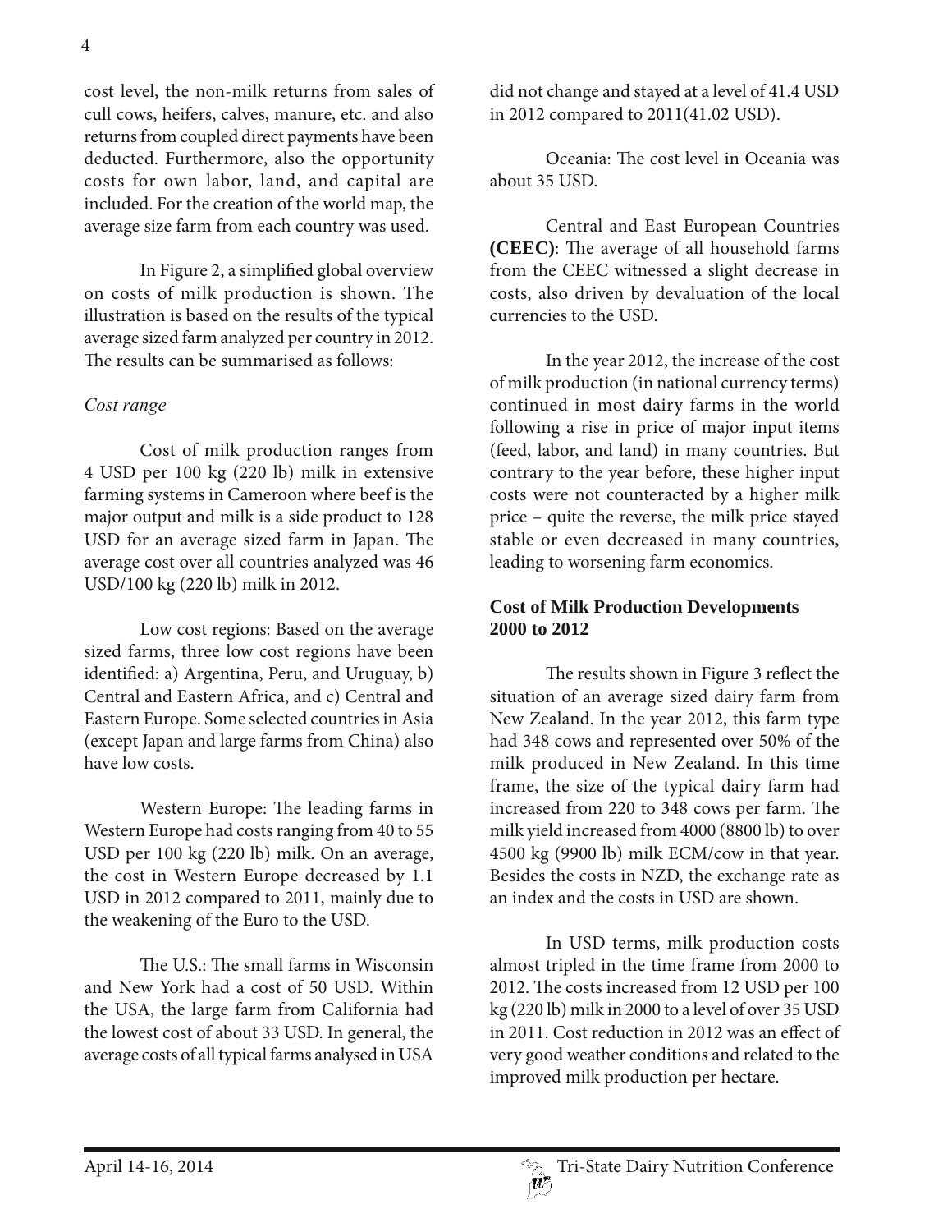cost level, the non-milk returns from sales of cull cows, heifers, calves, manure, etc. and also returns from coupled direct payments have been deducted. Furthermore, also the opportunity costs for own labor, land, and capital are included. For the creation of the world map, the average size farm from each country was used.

In Figure 2, a simplified global overview on costs of milk production is shown. The illustration is based on the results of the typical average sized farm analyzed per country in 2012. The results can be summarised as follows:

*Cost range*

Cost of milk production ranges from 4 USD per 100 kg (220 lb) milk in extensive farming systems in Cameroon where beef is the major output and milk is a side product to 128 USD for an average sized farm in Japan. The average cost over all countries analyzed was 46 USD/100 kg (220 lb) milk in 2012.

Low cost regions: Based on the average sized farms, three low cost regions have been identified: a) Argentina, Peru, and Uruguay, b) Central and Eastern Africa, and c) Central and Eastern Europe. Some selected countries in Asia (except Japan and large farms from China) also have low costs.

Western Europe: The leading farms in Western Europe had costs ranging from 40 to 55 USD per 100 kg (220 lb) milk. On an average, the cost in Western Europe decreased by 1.1 USD in 2012 compared to 2011, mainly due to the weakening of the Euro to the USD.

The U.S.: The small farms in Wisconsin and New York had a cost of 50 USD. Within the USA, the large farm from California had the lowest cost of about 33 USD. In general, the average costs of all typical farms analysed in USA did not change and stayed at a level of 41.4 USD in 2012 compared to 2011(41.02 USD).

Oceania: The cost level in Oceania was about 35 USD.

Central and East European Countries **(CEEC)**: The average of all household farms from the CEEC witnessed a slight decrease in costs, also driven by devaluation of the local currencies to the USD.

In the year 2012, the increase of the cost of milk production (in national currency terms) continued in most dairy farms in the world following a rise in price of major input items (feed, labor, and land) in many countries. But contrary to the year before, these higher input costs were not counteracted by a higher milk price – quite the reverse, the milk price stayed stable or even decreased in many countries, leading to worsening farm economics.

## Cost of Milk Production Developments 2000 to 2012

The results shown in Figure 3 reflect the situation of an average sized dairy farm from New Zealand. In the year 2012, this farm type had 348 cows and represented over 50% of the milk produced in New Zealand. In this time frame, the size of the typical dairy farm had increased from 220 to 348 cows per farm. The milk yield increased from 4000 (8800 lb) to over 4500 kg (9900 lb) milk ECM/cow in that year. Besides the costs in NZD, the exchange rate as an index and the costs in USD are shown.

In USD terms, milk production costs almost tripled in the time frame from 2000 to 2012. The costs increased from 12 USD per 100 kg (220 lb) milk in 2000 to a level of over 35 USD in 2011. Cost reduction in 2012 was an effect of very good weather conditions and related to the improved milk production per hectare.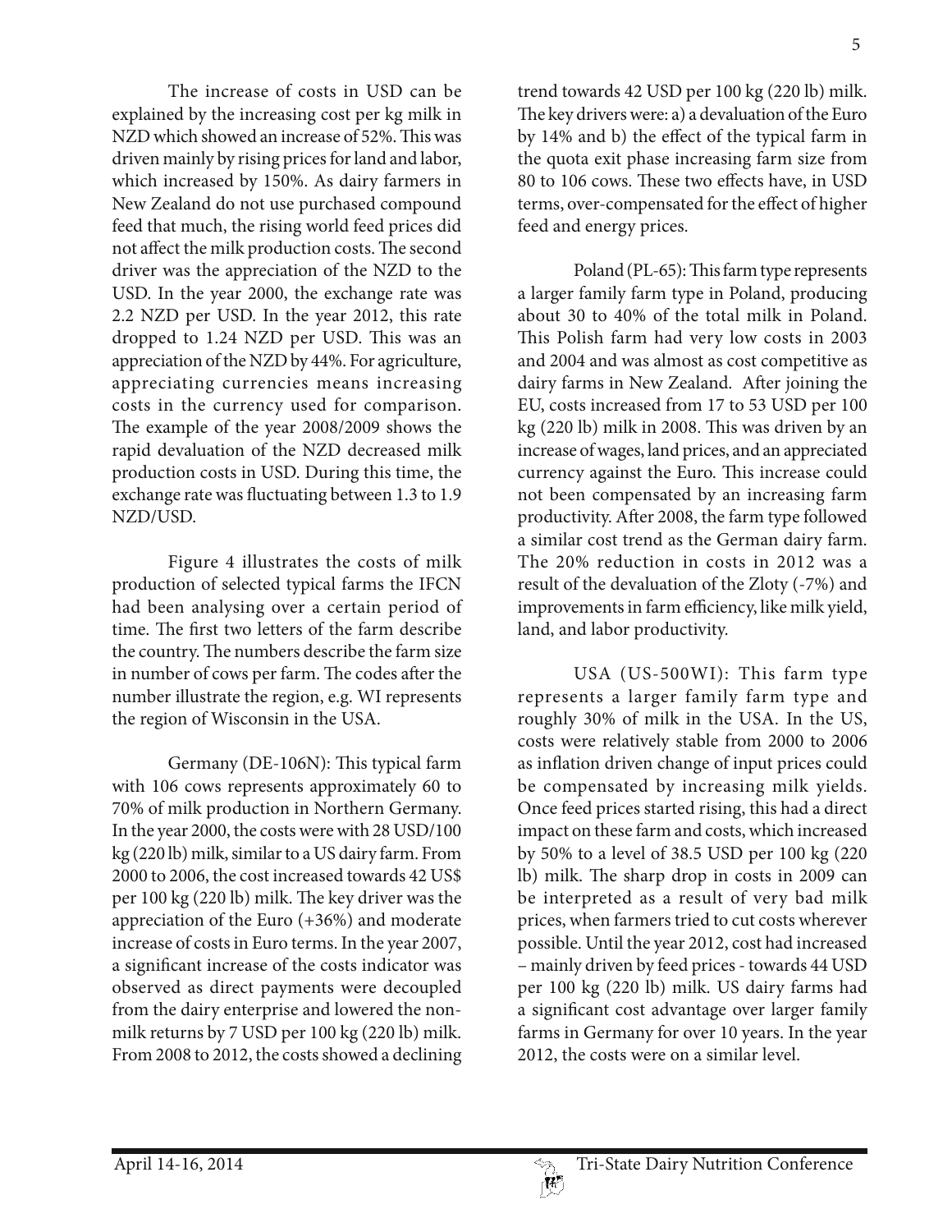The increase of costs in USD can be explained by the increasing cost per kg milk in NZD which showed an increase of 52%. This was driven mainly by rising prices for land and labor, which increased by 150%. As dairy farmers in New Zealand do not use purchased compound feed that much, the rising world feed prices did not affect the milk production costs. The second driver was the appreciation of the NZD to the USD. In the year 2000, the exchange rate was 2.2 NZD per USD. In the year 2012, this rate dropped to 1.24 NZD per USD. This was an appreciation of the NZD by 44%. For agriculture, appreciating currencies means increasing costs in the currency used for comparison. The example of the year 2008/2009 shows the rapid devaluation of the NZD decreased milk production costs in USD. During this time, the exchange rate was fluctuating between 1.3 to 1.9 NZD/USD.

Figure 4 illustrates the costs of milk production of selected typical farms the IFCN had been analysing over a certain period of time. The first two letters of the farm describe the country. The numbers describe the farm size in number of cows per farm. The codes after the number illustrate the region, e.g. WI represents the region of Wisconsin in the USA.

Germany (DE-106N): This typical farm with 106 cows represents approximately 60 to 70% of milk production in Northern Germany. In the year 2000, the costs were with 28 USD/100 kg (220 lb) milk, similar to a US dairy farm. From 2000 to 2006, the cost increased towards 42 US$ per 100 kg (220 lb) milk. The key driver was the appreciation of the Euro (+36%) and moderate increase of costs in Euro terms. In the year 2007, a significant increase of the costs indicator was observed as direct payments were decoupled from the dairy enterprise and lowered the non-milk returns by 7 USD per 100 kg (220 lb) milk. From 2008 to 2012, the costs showed a declining trend towards 42 USD per 100 kg (220 lb) milk. The key drivers were: a) a devaluation of the Euro by 14% and b) the effect of the typical farm in the quota exit phase increasing farm size from 80 to 106 cows. These two effects have, in USD terms, over-compensated for the effect of higher feed and energy prices.

Poland (PL-65): This farm type represents a larger family farm type in Poland, producing about 30 to 40% of the total milk in Poland. This Polish farm had very low costs in 2003 and 2004 and was almost as cost competitive as dairy farms in New Zealand. After joining the EU, costs increased from 17 to 53 USD per 100 kg (220 lb) milk in 2008. This was driven by an increase of wages, land prices, and an appreciated currency against the Euro. This increase could not been compensated by an increasing farm productivity. After 2008, the farm type followed a similar cost trend as the German dairy farm. The 20% reduction in costs in 2012 was a result of the devaluation of the Zloty (-7%) and improvements in farm efficiency, like milk yield, land, and labor productivity.

USA (US-500WI): This farm type represents a larger family farm type and roughly 30% of milk in the USA. In the US, costs were relatively stable from 2000 to 2006 as inflation driven change of input prices could be compensated by increasing milk yields. Once feed prices started rising, this had a direct impact on these farm and costs, which increased by 50% to a level of 38.5 USD per 100 kg (220 lb) milk. The sharp drop in costs in 2009 can be interpreted as a result of very bad milk prices, when farmers tried to cut costs wherever possible. Until the year 2012, cost had increased – mainly driven by feed prices - towards 44 USD per 100 kg (220 lb) milk. US dairy farms had a significant cost advantage over larger family farms in Germany for over 10 years. In the year 2012, the costs were on a similar level.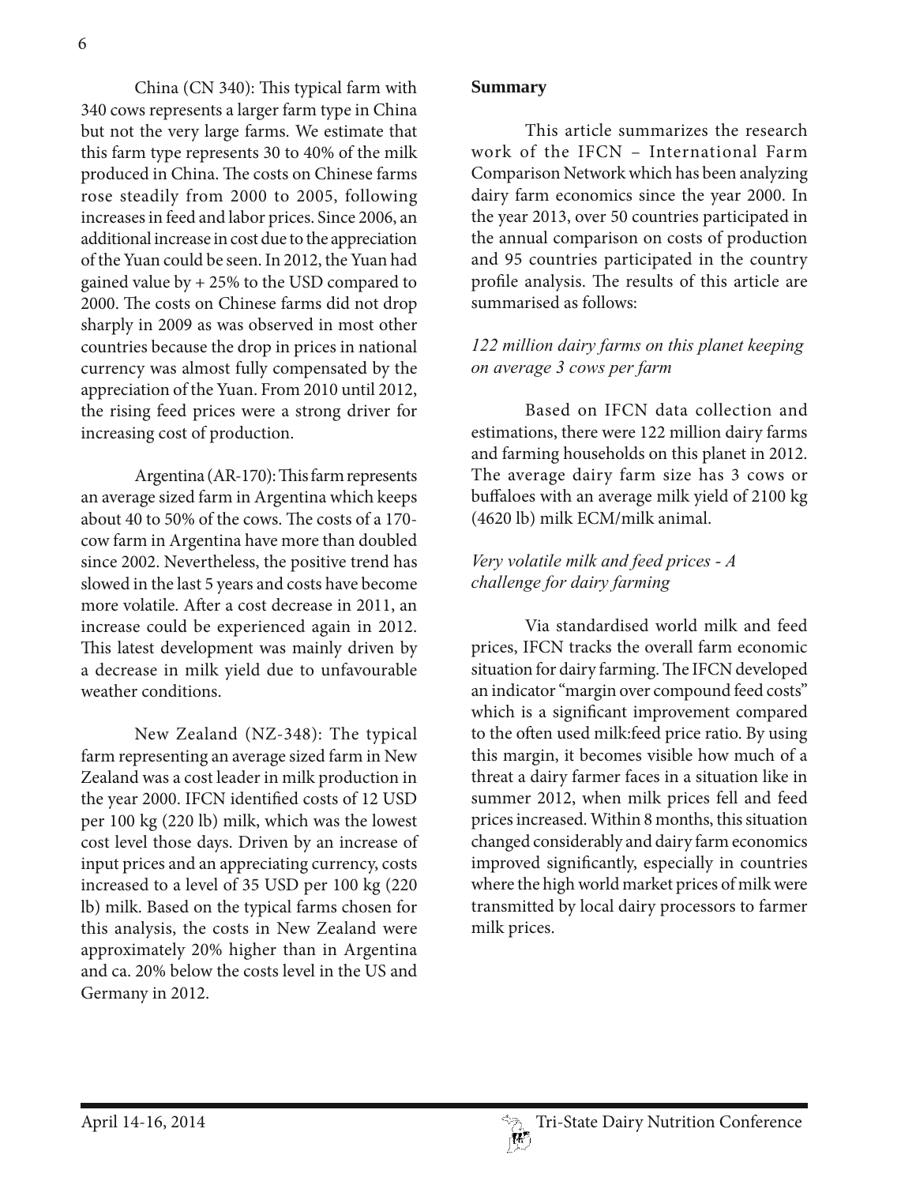China (CN 340): This typical farm with 340 cows represents a larger farm type in China but not the very large farms. We estimate that this farm type represents 30 to 40% of the milk produced in China. The costs on Chinese farms rose steadily from 2000 to 2005, following increases in feed and labor prices. Since 2006, an additional increase in cost due to the appreciation of the Yuan could be seen. In 2012, the Yuan had gained value by + 25% to the USD compared to 2000. The costs on Chinese farms did not drop sharply in 2009 as was observed in most other countries because the drop in prices in national currency was almost fully compensated by the appreciation of the Yuan. From 2010 until 2012, the rising feed prices were a strong driver for increasing cost of production.

Argentina (AR-170): This farm represents an average sized farm in Argentina which keeps about 40 to 50% of the cows. The costs of a 170-cow farm in Argentina have more than doubled since 2002. Nevertheless, the positive trend has slowed in the last 5 years and costs have become more volatile. After a cost decrease in 2011, an increase could be experienced again in 2012. This latest development was mainly driven by a decrease in milk yield due to unfavourable weather conditions.

New Zealand (NZ-348): The typical farm representing an average sized farm in New Zealand was a cost leader in milk production in the year 2000. IFCN identified costs of 12 USD per 100 kg (220 lb) milk, which was the lowest cost level those days. Driven by an increase of input prices and an appreciating currency, costs increased to a level of 35 USD per 100 kg (220 lb) milk. Based on the typical farms chosen for this analysis, the costs in New Zealand were approximately 20% higher than in Argentina and ca. 20% below the costs level in the US and Germany in 2012.

## Summary

This article summarizes the research work of the IFCN – International Farm Comparison Network which has been analyzing dairy farm economics since the year 2000. In the year 2013, over 50 countries participated in the annual comparison on costs of production and 95 countries participated in the country profile analysis. The results of this article are summarised as follows:

*122 million dairy farms on this planet keeping on average 3 cows per farm*

Based on IFCN data collection and estimations, there were 122 million dairy farms and farming households on this planet in 2012. The average dairy farm size has 3 cows or buffaloes with an average milk yield of 2100 kg (4620 lb) milk ECM/milk animal.

*Very volatile milk and feed prices - A challenge for dairy farming*

Via standardised world milk and feed prices, IFCN tracks the overall farm economic situation for dairy farming. The IFCN developed an indicator "margin over compound feed costs" which is a significant improvement compared to the often used milk:feed price ratio. By using this margin, it becomes visible how much of a threat a dairy farmer faces in a situation like in summer 2012, when milk prices fell and feed prices increased. Within 8 months, this situation changed considerably and dairy farm economics improved significantly, especially in countries where the high world market prices of milk were transmitted by local dairy processors to farmer milk prices.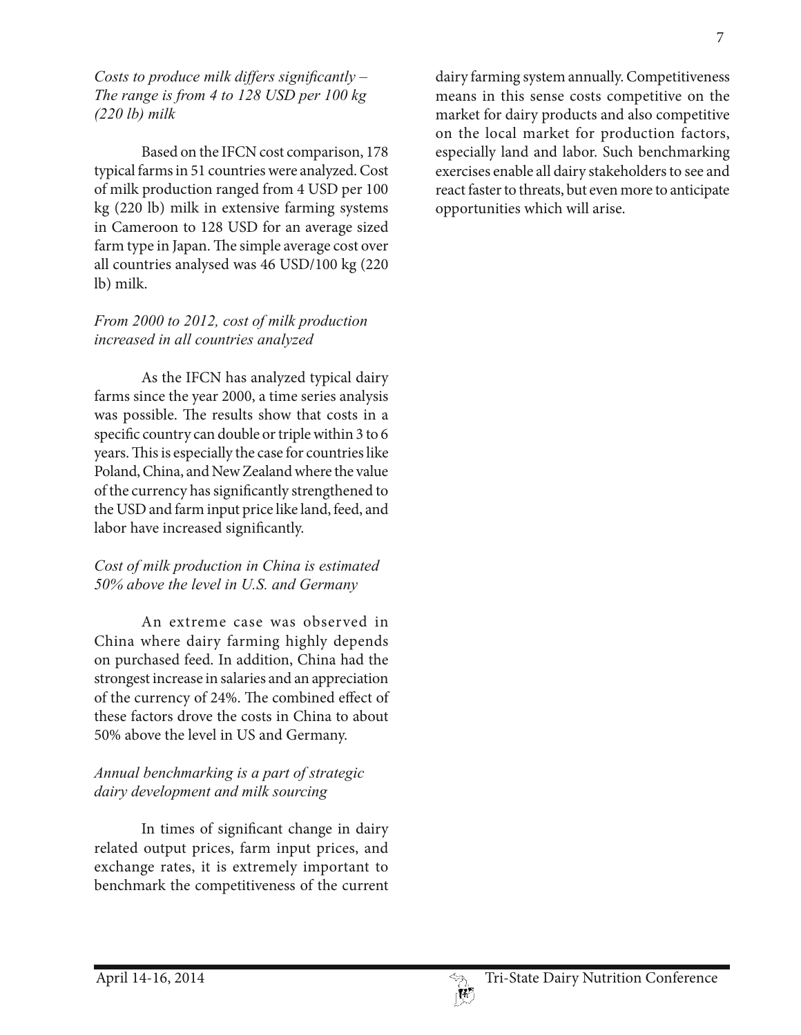*Costs to produce milk differs significantly – The range is from 4 to 128 USD per 100 kg (220 lb) milk*

Based on the IFCN cost comparison, 178 typical farms in 51 countries were analyzed. Cost of milk production ranged from 4 USD per 100 kg (220 lb) milk in extensive farming systems in Cameroon to 128 USD for an average sized farm type in Japan. The simple average cost over all countries analysed was 46 USD/100 kg (220 lb) milk.

*From 2000 to 2012, cost of milk production increased in all countries analyzed*

As the IFCN has analyzed typical dairy farms since the year 2000, a time series analysis was possible. The results show that costs in a specific country can double or triple within 3 to 6 years. This is especially the case for countries like Poland, China, and New Zealand where the value of the currency has significantly strengthened to the USD and farm input price like land, feed, and labor have increased significantly.

*Cost of milk production in China is estimated 50% above the level in U.S. and Germany*

An extreme case was observed in China where dairy farming highly depends on purchased feed. In addition, China had the strongest increase in salaries and an appreciation of the currency of 24%. The combined effect of these factors drove the costs in China to about 50% above the level in US and Germany.

*Annual benchmarking is a part of strategic dairy development and milk sourcing*

In times of significant change in dairy related output prices, farm input prices, and exchange rates, it is extremely important to benchmark the competitiveness of the current dairy farming system annually. Competitiveness means in this sense costs competitive on the market for dairy products and also competitive on the local market for production factors, especially land and labor. Such benchmarking exercises enable all dairy stakeholders to see and react faster to threats, but even more to anticipate opportunities which will arise.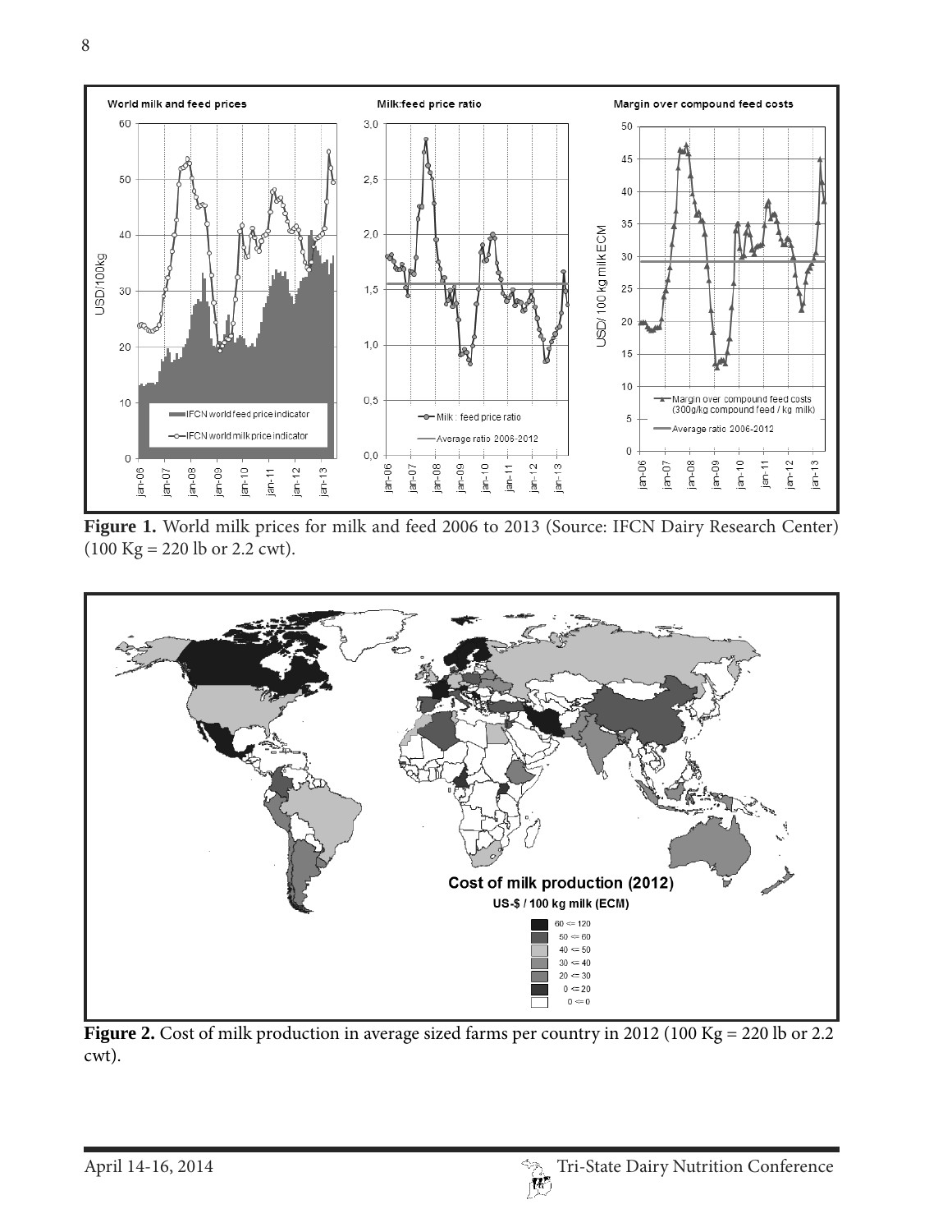**Figure 1.** World milk prices for milk and feed 2006 to 2013 (Source: IFCN Dairy Research Center) (100 Kg = 220 lb or 2.2 cwt).

**Figure 2.** Cost of milk production in average sized farms per country in 2012 (100 Kg = 220 lb or 2.2 cwt).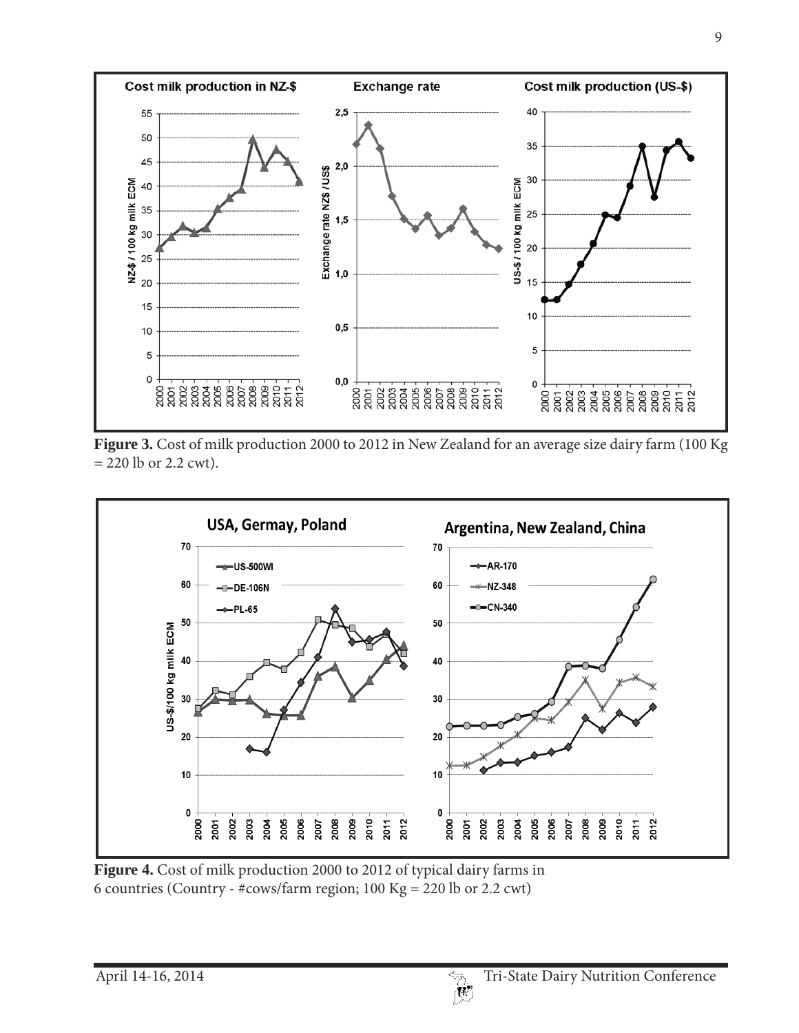Cost milk production in NZ-$

NZ-$ / 100 kg milk ECM

55
50
45
40
35
30
25
20
15
10
5
0

2000 2001 2002 2003 2004 2005 2006 2007 2008 2009 2010 2011 2012

Exchange rate

Exchange rate NZ$ / US$

2,5
2,0
1,5
1,0
0,5
0,0

2000 2001 2002 2003 2004 2005 2006 2007 2008 2009 2010 2011 2012

Cost milk production (US-$)

US-$ / 100 kg milk ECM

40
35
30
25
20
15
10
5
0

2000 2001 2002 2003 2004 2005 2006 2007 2008 2009 2010 2011 2012

**Figure 3.** Cost of milk production 2000 to 2012 in New Zealand for an average size dairy farm (100 Kg = 220 lb or 2.2 cwt).

USA, Germay, Poland

US-$/100 kg milk ECM

70
60
50
40
30
20
10
0

US-500WI
DE-106N
PL-65

2000 2001 2002 2003 2004 2005 2006 2007 2008 2009 2010 2011 2012

Argentina, New Zealand, China

70
60
50
40
30
20
10
0

AR-170
NZ-348
CN-340

2000 2001 2002 2003 2004 2005 2006 2007 2008 2009 2010 2011 2012

**Figure 4.** Cost of milk production 2000 to 2012 of typical dairy farms in 6 countries (Country - #cows/farm region; 100 Kg = 220 lb or 2.2 cwt)